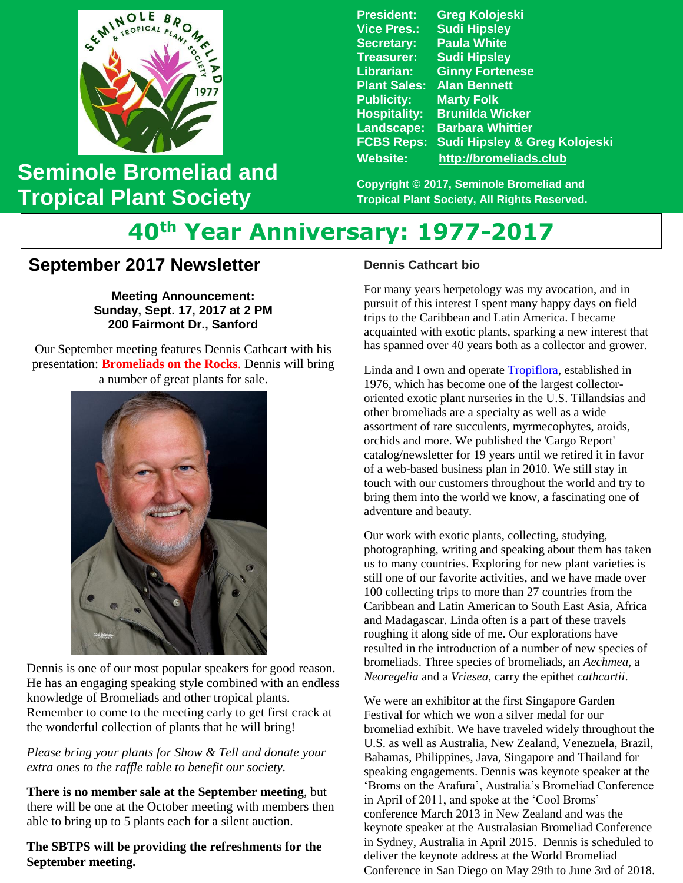# Seminole Bromeliad and Tropical Plant Society

**President:** Greg Kolojeski
**Vice Pres.:** Sudi Hipsley
**Secretary:** Paula White
**Treasurer:** Sudi Hipsley
**Librarian:** Ginny Fortenese
**Plant Sales:** Alan Bennett
**Publicity:** Marty Folk
**Hospitality:** Brunilda Wicker
**Landscape:** Barbara Whittier
**FCBS Reps:** Sudi Hipsley & Greg Kolojeski
**Website:** http://bromeliads.club

Copyright © 2017, Seminole Bromeliad and Tropical Plant Society, All Rights Reserved.

# 40th Year Anniversary: 1977-2017

## September 2017 Newsletter

**Meeting Announcement:**
**Sunday, Sept. 17, 2017 at 2 PM**
**200 Fairmont Dr., Sanford**

Our September meeting features Dennis Cathcart with his presentation: **Bromeliads on the Rocks**. Dennis will bring a number of great plants for sale.

Dennis is one of our most popular speakers for good reason. He has an engaging speaking style combined with an endless knowledge of Bromeliads and other tropical plants. Remember to come to the meeting early to get first crack at the wonderful collection of plants that he will bring!

*Please bring your plants for Show & Tell and donate your extra ones to the raffle table to benefit our society.*

**There is no member sale at the September meeting**, but there will be one at the October meeting with members then able to bring up to 5 plants each for a silent auction.

**The SBTPS will be providing the refreshments for the September meeting.**

### Dennis Cathcart bio

For many years herpetology was my avocation, and in pursuit of this interest I spent many happy days on field trips to the Caribbean and Latin America. I became acquainted with exotic plants, sparking a new interest that has spanned over 40 years both as a collector and grower.

Linda and I own and operate Tropiflora, established in 1976, which has become one of the largest collector-oriented exotic plant nurseries in the U.S. Tillandsias and other bromeliads are a specialty as well as a wide assortment of rare succulents, myrmecophytes, aroids, orchids and more. We published the 'Cargo Report' catalog/newsletter for 19 years until we retired it in favor of a web-based business plan in 2010. We still stay in touch with our customers throughout the world and try to bring them into the world we know, a fascinating one of adventure and beauty.

Our work with exotic plants, collecting, studying, photographing, writing and speaking about them has taken us to many countries. Exploring for new plant varieties is still one of our favorite activities, and we have made over 100 collecting trips to more than 27 countries from the Caribbean and Latin American to South East Asia, Africa and Madagascar. Linda often is a part of these travels roughing it along side of me. Our explorations have resulted in the introduction of a number of new species of bromeliads. Three species of bromeliads, an *Aechmea*, a *Neoregelia* and a *Vriesea*, carry the epithet *cathcartii*.

We were an exhibitor at the first Singapore Garden Festival for which we won a silver medal for our bromeliad exhibit. We have traveled widely throughout the U.S. as well as Australia, New Zealand, Venezuela, Brazil, Bahamas, Philippines, Java, Singapore and Thailand for speaking engagements. Dennis was keynote speaker at the 'Broms on the Arafura', Australia's Bromeliad Conference in April of 2011, and spoke at the 'Cool Broms' conference March 2013 in New Zealand and was the keynote speaker at the Australasian Bromeliad Conference in Sydney, Australia in April 2015. Dennis is scheduled to deliver the keynote address at the World Bromeliad Conference in San Diego on May 29th to June 3rd of 2018.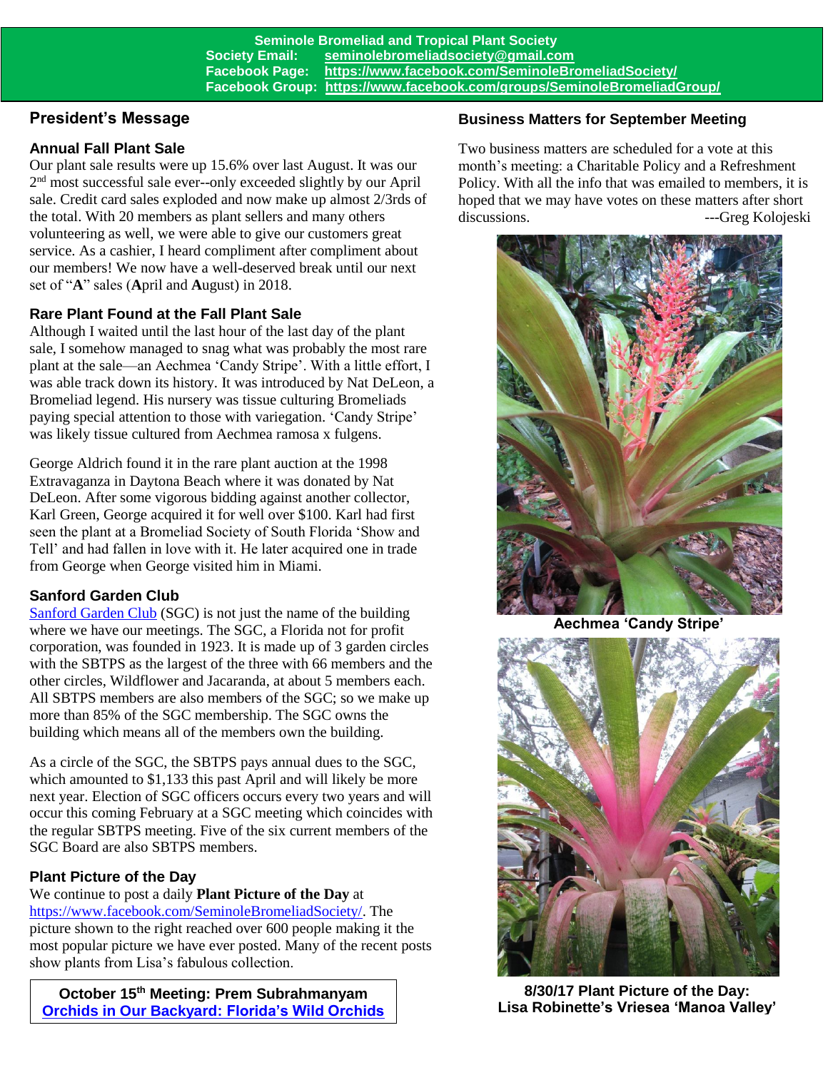**Seminole Bromeliad and Tropical Plant Society**
**Society Email:** seminolebromeliadsociety@gmail.com
**Facebook Page:** https://www.facebook.com/SeminoleBromeliadSociety/
**Facebook Group:** https://www.facebook.com/groups/SeminoleBromeliadGroup/

## President's Message

### Annual Fall Plant Sale

Our plant sale results were up 15.6% over last August. It was our 2nd most successful sale ever--only exceeded slightly by our April sale. Credit card sales exploded and now make up almost 2/3rds of the total. With 20 members as plant sellers and many others volunteering as well, we were able to give our customers great service. As a cashier, I heard compliment after compliment about our members! We now have a well-deserved break until our next set of "**A**" sales (**A**pril and **A**ugust) in 2018.

### Rare Plant Found at the Fall Plant Sale

Although I waited until the last hour of the last day of the plant sale, I somehow managed to snag what was probably the most rare plant at the sale—an Aechmea 'Candy Stripe'. With a little effort, I was able track down its history. It was introduced by Nat DeLeon, a Bromeliad legend. His nursery was tissue culturing Bromeliads paying special attention to those with variegation. 'Candy Stripe' was likely tissue cultured from Aechmea ramosa x fulgens.

George Aldrich found it in the rare plant auction at the 1998 Extravaganza in Daytona Beach where it was donated by Nat DeLeon. After some vigorous bidding against another collector, Karl Green, George acquired it for well over $100. Karl had first seen the plant at a Bromeliad Society of South Florida 'Show and Tell' and had fallen in love with it. He later acquired one in trade from George when George visited him in Miami.

### Sanford Garden Club

Sanford Garden Club (SGC) is not just the name of the building where we have our meetings. The SGC, a Florida not for profit corporation, was founded in 1923. It is made up of 3 garden circles with the SBTPS as the largest of the three with 66 members and the other circles, Wildflower and Jacaranda, at about 5 members each. All SBTPS members are also members of the SGC; so we make up more than 85% of the SGC membership. The SGC owns the building which means all of the members own the building.

As a circle of the SGC, the SBTPS pays annual dues to the SGC, which amounted to $1,133 this past April and will likely be more next year. Election of SGC officers occurs every two years and will occur this coming February at a SGC meeting which coincides with the regular SBTPS meeting. Five of the six current members of the SGC Board are also SBTPS members.

### Plant Picture of the Day

We continue to post a daily **Plant Picture of the Day** at https://www.facebook.com/SeminoleBromeliadSociety/. The picture shown to the right reached over 600 people making it the most popular picture we have ever posted. Many of the recent posts show plants from Lisa's fabulous collection.

**October 15th Meeting: Prem Subrahmanyam**
**Orchids in Our Backyard: Florida's Wild Orchids**

### Business Matters for September Meeting

Two business matters are scheduled for a vote at this month's meeting: a Charitable Policy and a Refreshment Policy. With all the info that was emailed to members, it is hoped that we may have votes on these matters after short discussions. ---Greg Kolojeski

**Aechmea 'Candy Stripe'**

**8/30/17 Plant Picture of the Day: Lisa Robinette's Vriesea 'Manoa Valley'**